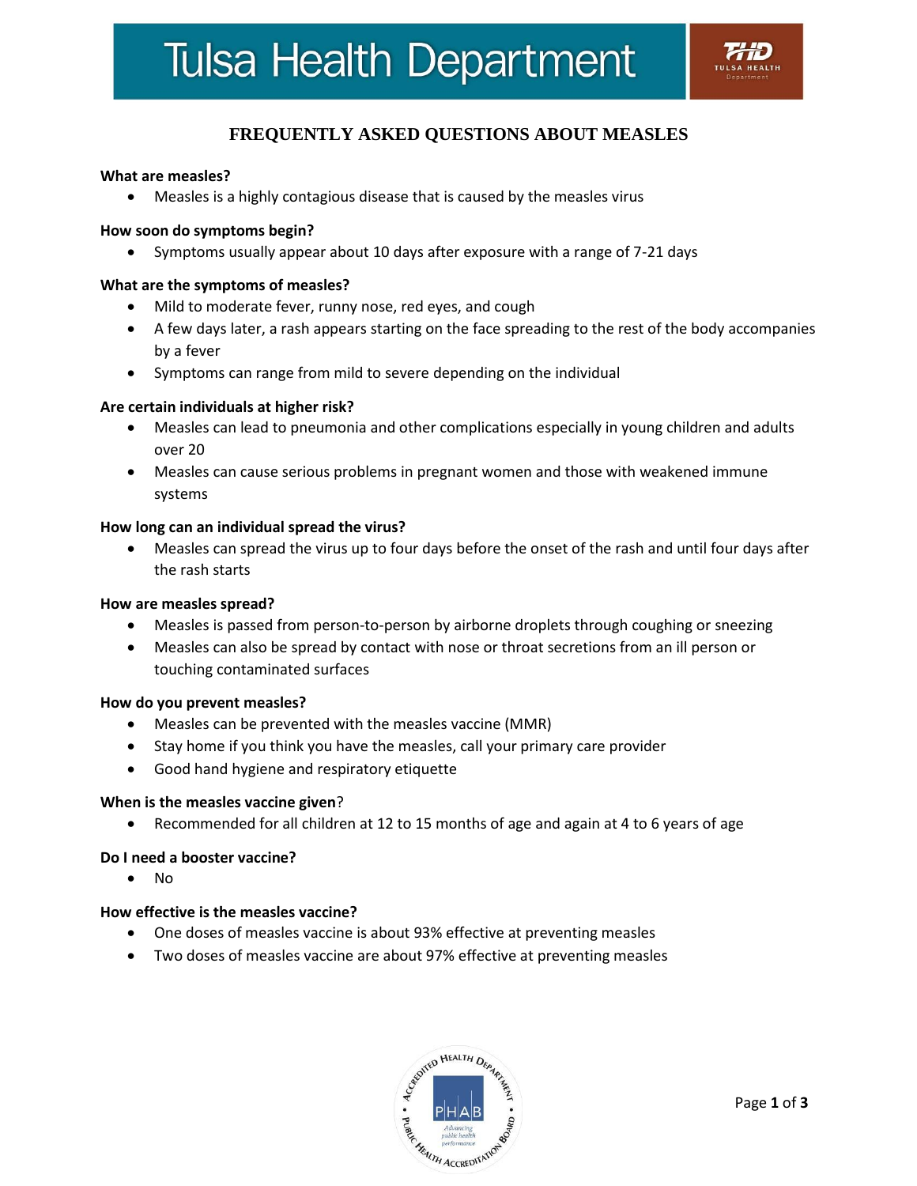# Tulsa Health Department

## FREQUENTLY ASKED QUESTIONS ABOUT MEASLES

**What are measles?**

- Measles is a highly contagious disease that is caused by the measles virus

**How soon do symptoms begin?**

- Symptoms usually appear about 10 days after exposure with a range of 7-21 days

**What are the symptoms of measles?**

- Mild to moderate fever, runny nose, red eyes, and cough
- A few days later, a rash appears starting on the face spreading to the rest of the body accompanies by a fever
- Symptoms can range from mild to severe depending on the individual

**Are certain individuals at higher risk?**

- Measles can lead to pneumonia and other complications especially in young children and adults over 20
- Measles can cause serious problems in pregnant women and those with weakened immune systems

**How long can an individual spread the virus?**

- Measles can spread the virus up to four days before the onset of the rash and until four days after the rash starts

**How are measles spread?**

- Measles is passed from person-to-person by airborne droplets through coughing or sneezing
- Measles can also be spread by contact with nose or throat secretions from an ill person or touching contaminated surfaces

**How do you prevent measles?**

- Measles can be prevented with the measles vaccine (MMR)
- Stay home if you think you have the measles, call your primary care provider
- Good hand hygiene and respiratory etiquette

**When is the measles vaccine given**?

- Recommended for all children at 12 to 15 months of age and again at 4 to 6 years of age

**Do I need a booster vaccine?**

- No

**How effective is the measles vaccine?**

- One doses of measles vaccine is about 93% effective at preventing measles
- Two doses of measles vaccine are about 97% effective at preventing measles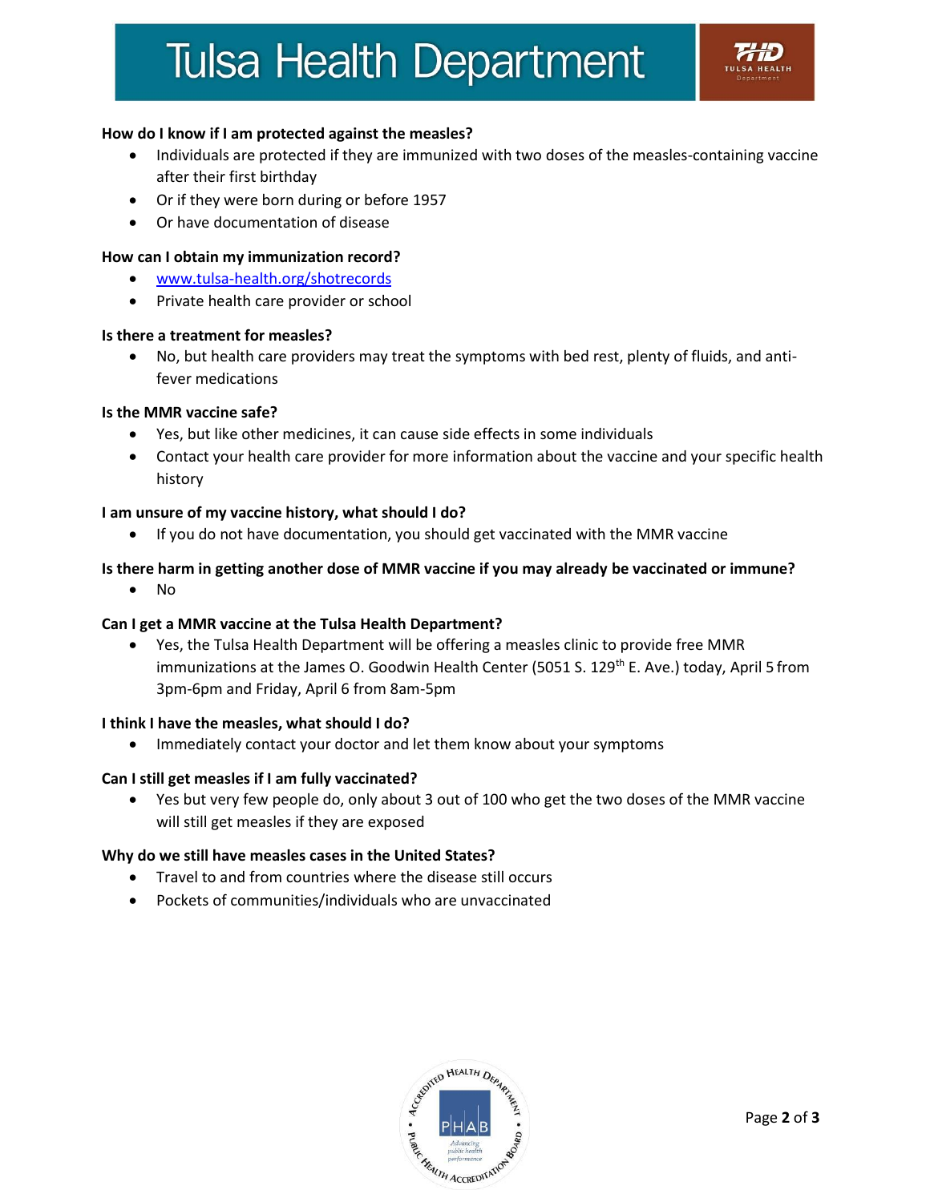**How do I know if I am protected against the measles?**

- Individuals are protected if they are immunized with two doses of the measles-containing vaccine after their first birthday
- Or if they were born during or before 1957
- Or have documentation of disease

**How can I obtain my immunization record?**

- [www.tulsa-health.org/shotrecords](http://www.tulsa-health.org/shotrecords)
- Private health care provider or school

**Is there a treatment for measles?**

- No, but health care providers may treat the symptoms with bed rest, plenty of fluids, and anti-fever medications

**Is the MMR vaccine safe?**

- Yes, but like other medicines, it can cause side effects in some individuals
- Contact your health care provider for more information about the vaccine and your specific health history

**I am unsure of my vaccine history, what should I do?**

- If you do not have documentation, you should get vaccinated with the MMR vaccine

**Is there harm in getting another dose of MMR vaccine if you may already be vaccinated or immune?**

- No

**Can I get a MMR vaccine at the Tulsa Health Department?**

- Yes, the Tulsa Health Department will be offering a measles clinic to provide free MMR immunizations at the James O. Goodwin Health Center (5051 S. 129th E. Ave.) today, April 5 from 3pm-6pm and Friday, April 6 from 8am-5pm

**I think I have the measles, what should I do?**

- Immediately contact your doctor and let them know about your symptoms

**Can I still get measles if I am fully vaccinated?**

- Yes but very few people do, only about 3 out of 100 who get the two doses of the MMR vaccine will still get measles if they are exposed

**Why do we still have measles cases in the United States?**

- Travel to and from countries where the disease still occurs
- Pockets of communities/individuals who are unvaccinated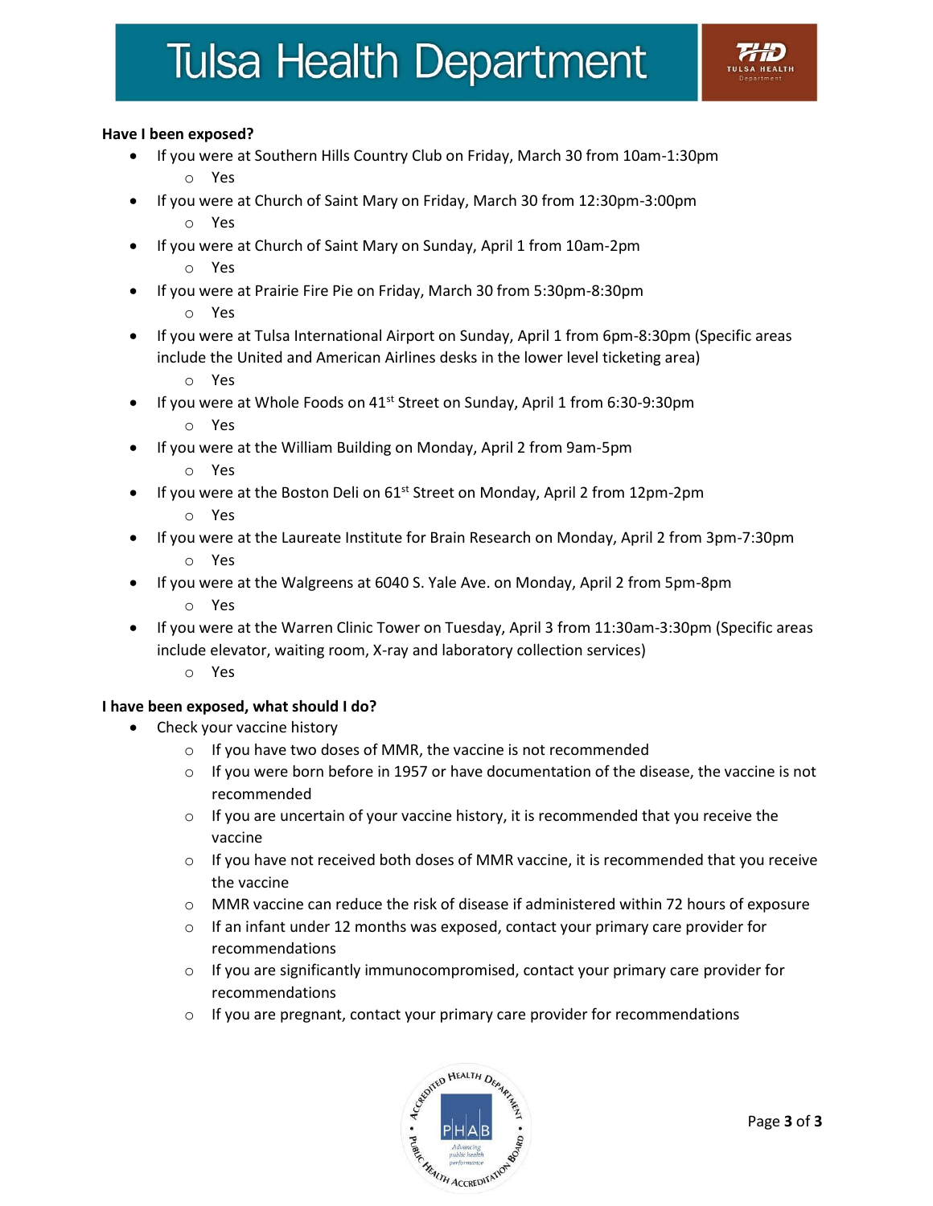**Have I been exposed?**

- If you were at Southern Hills Country Club on Friday, March 30 from 10am-1:30pm
    - Yes
- If you were at Church of Saint Mary on Friday, March 30 from 12:30pm-3:00pm
    - Yes
- If you were at Church of Saint Mary on Sunday, April 1 from 10am-2pm
    - Yes
- If you were at Prairie Fire Pie on Friday, March 30 from 5:30pm-8:30pm
    - Yes
- If you were at Tulsa International Airport on Sunday, April 1 from 6pm-8:30pm (Specific areas include the United and American Airlines desks in the lower level ticketing area)
    - Yes
- If you were at Whole Foods on 41st Street on Sunday, April 1 from 6:30-9:30pm
    - Yes
- If you were at the William Building on Monday, April 2 from 9am-5pm
    - Yes
- If you were at the Boston Deli on 61st Street on Monday, April 2 from 12pm-2pm
    - Yes
- If you were at the Laureate Institute for Brain Research on Monday, April 2 from 3pm-7:30pm
    - Yes
- If you were at the Walgreens at 6040 S. Yale Ave. on Monday, April 2 from 5pm-8pm
    - Yes
- If you were at the Warren Clinic Tower on Tuesday, April 3 from 11:30am-3:30pm (Specific areas include elevator, waiting room, X-ray and laboratory collection services)
    - Yes

**I have been exposed, what should I do?**

- Check your vaccine history
    - If you have two doses of MMR, the vaccine is not recommended
    - If you were born before in 1957 or have documentation of the disease, the vaccine is not recommended
    - If you are uncertain of your vaccine history, it is recommended that you receive the vaccine
    - If you have not received both doses of MMR vaccine, it is recommended that you receive the vaccine
    - MMR vaccine can reduce the risk of disease if administered within 72 hours of exposure
    - If an infant under 12 months was exposed, contact your primary care provider for recommendations
    - If you are significantly immunocompromised, contact your primary care provider for recommendations
    - If you are pregnant, contact your primary care provider for recommendations